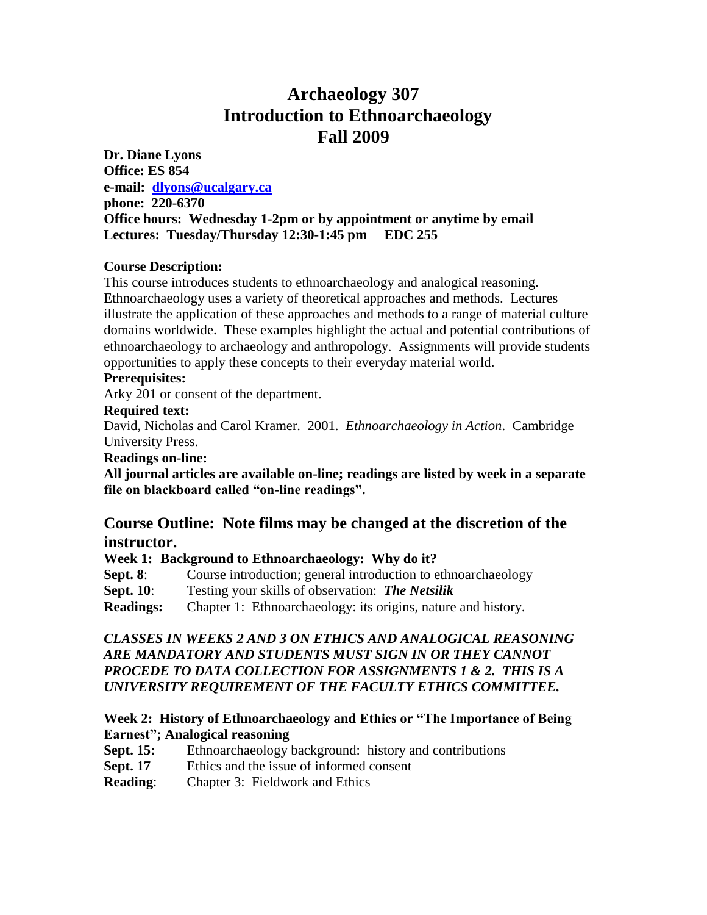# Archaeology 307
# Introduction to Ethnoarchaeology
# Fall 2009

**Dr. Diane Lyons**
**Office: ES 854**
**e-mail: dlyons@ucalgary.ca**
**phone: 220-6370**
**Office hours: Wednesday 1-2pm or by appointment or anytime by email**
**Lectures: Tuesday/Thursday 12:30-1:45 pm EDC 255**

**Course Description:**

This course introduces students to ethnoarchaeology and analogical reasoning. Ethnoarchaeology uses a variety of theoretical approaches and methods. Lectures illustrate the application of these approaches and methods to a range of material culture domains worldwide. These examples highlight the actual and potential contributions of ethnoarchaeology to archaeology and anthropology. Assignments will provide students opportunities to apply these concepts to their everyday material world.

**Prerequisites:**

Arky 201 or consent of the department.

**Required text:**

David, Nicholas and Carol Kramer. 2001. *Ethnoarchaeology in Action*. Cambridge University Press.

**Readings on-line:**

**All journal articles are available on-line; readings are listed by week in a separate file on blackboard called "on-line readings".**

## Course Outline: Note films may be changed at the discretion of the instructor.

**Week 1: Background to Ethnoarchaeology: Why do it?**

**Sept. 8**: Course introduction; general introduction to ethnoarchaeology
**Sept. 10**: Testing your skills of observation: ***The Netsilik***
**Readings:** Chapter 1: Ethnoarchaeology: its origins, nature and history.

***CLASSES IN WEEKS 2 AND 3 ON ETHICS AND ANALOGICAL REASONING ARE MANDATORY AND STUDENTS MUST SIGN IN OR THEY CANNOT PROCEDE TO DATA COLLECTION FOR ASSIGNMENTS 1 & 2. THIS IS A UNIVERSITY REQUIREMENT OF THE FACULTY ETHICS COMMITTEE.***

**Week 2: History of Ethnoarchaeology and Ethics or "The Importance of Being Earnest"; Analogical reasoning**

**Sept. 15:** Ethnoarchaeology background: history and contributions
**Sept. 17** Ethics and the issue of informed consent
**Reading**: Chapter 3: Fieldwork and Ethics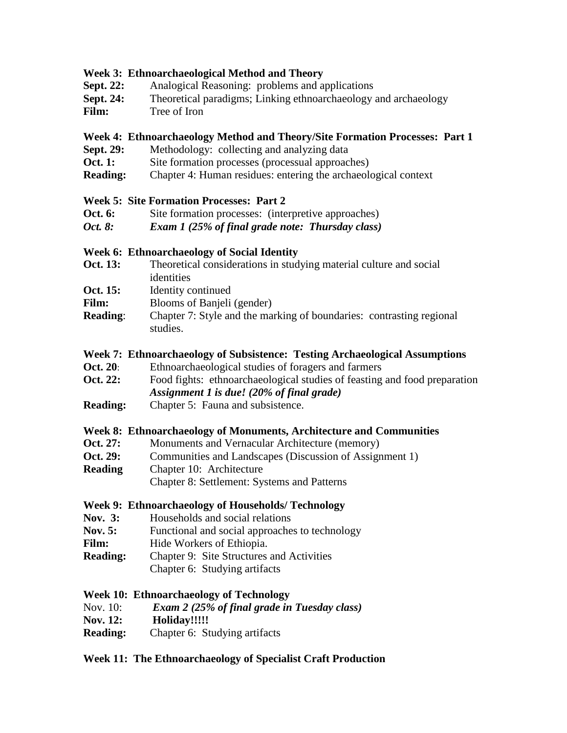### Week 3: Ethnoarchaeological Method and Theory

**Sept. 22:** Analogical Reasoning: problems and applications
**Sept. 24:** Theoretical paradigms; Linking ethnoarchaeology and archaeology
**Film:** Tree of Iron

### Week 4: Ethnoarchaeology Method and Theory/Site Formation Processes: Part 1

**Sept. 29:** Methodology: collecting and analyzing data
**Oct. 1:** Site formation processes (processual approaches)
**Reading:** Chapter 4: Human residues: entering the archaeological context

### Week 5: Site Formation Processes: Part 2

**Oct. 6:** Site formation processes: (interpretive approaches)
***Oct. 8:*** ***Exam 1 (25% of final grade note: Thursday class)***

### Week 6: Ethnoarchaeology of Social Identity

**Oct. 13:** Theoretical considerations in studying material culture and social identities
**Oct. 15:** Identity continued
**Film:** Blooms of Banjeli (gender)
**Reading**: Chapter 7: Style and the marking of boundaries: contrasting regional studies.

### Week 7: Ethnoarchaeology of Subsistence: Testing Archaeological Assumptions

**Oct. 20**: Ethnoarchaeological studies of foragers and farmers
**Oct. 22:** Food fights: ethnoarchaeological studies of feasting and food preparation
***Assignment 1 is due! (20% of final grade)***
**Reading:** Chapter 5: Fauna and subsistence.

### Week 8: Ethnoarchaeology of Monuments, Architecture and Communities

**Oct. 27:** Monuments and Vernacular Architecture (memory)
**Oct. 29:** Communities and Landscapes (Discussion of Assignment 1)
**Reading** Chapter 10: Architecture
Chapter 8: Settlement: Systems and Patterns

### Week 9: Ethnoarchaeology of Households/ Technology

**Nov. 3:** Households and social relations
**Nov. 5:** Functional and social approaches to technology
**Film:** Hide Workers of Ethiopia.
**Reading:** Chapter 9: Site Structures and Activities
Chapter 6: Studying artifacts

### Week 10: Ethnoarchaeology of Technology

Nov. 10: ***Exam 2 (25% of final grade in Tuesday class)***
**Nov. 12:** **Holiday!!!!!**
**Reading:** Chapter 6: Studying artifacts

### Week 11: The Ethnoarchaeology of Specialist Craft Production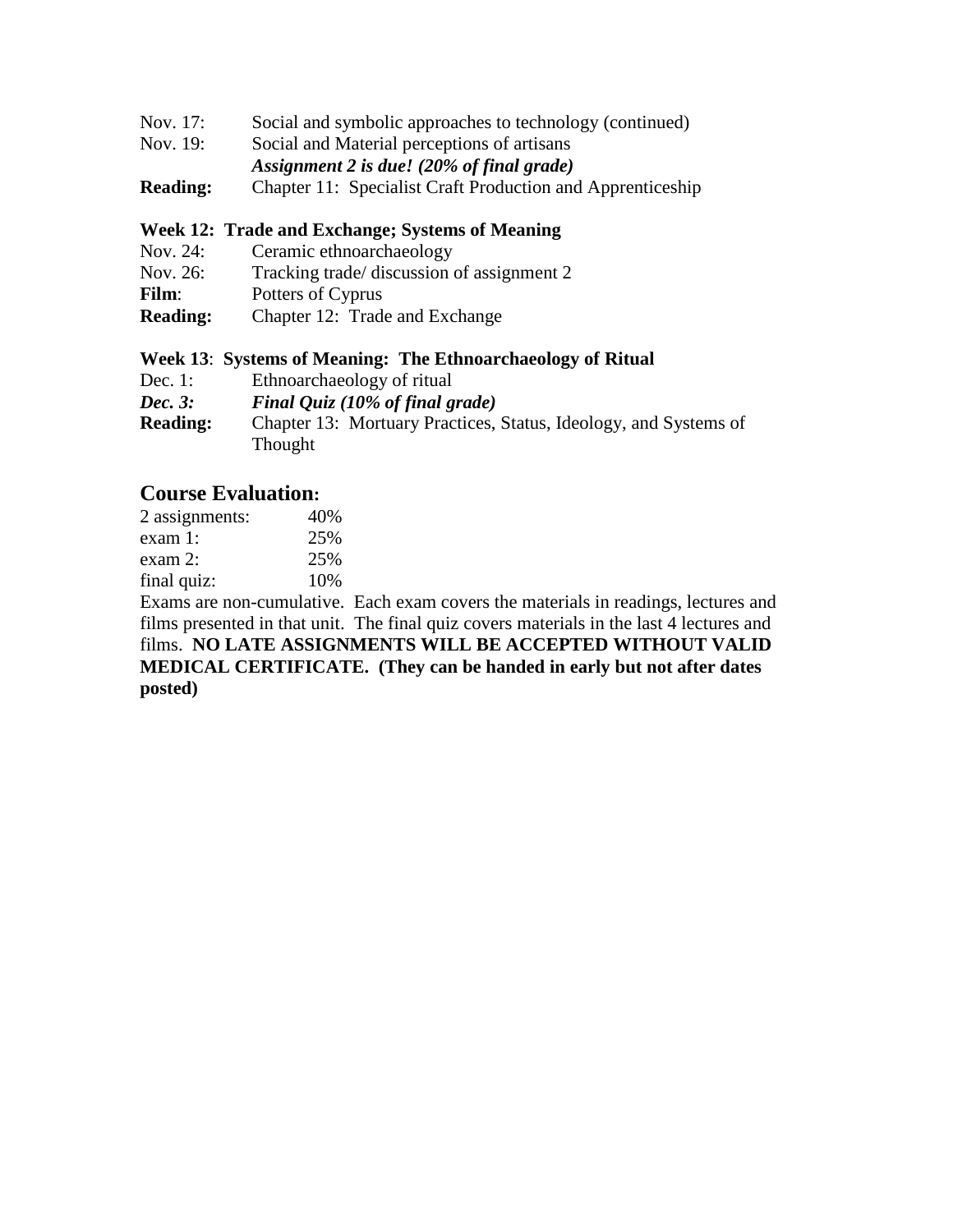Nov. 17: Social and symbolic approaches to technology (continued)
Nov. 19: Social and Material perceptions of artisans
***Assignment 2 is due! (20% of final grade)***
**Reading:** Chapter 11: Specialist Craft Production and Apprenticeship

**Week 12: Trade and Exchange; Systems of Meaning**
Nov. 24: Ceramic ethnoarchaeology
Nov. 26: Tracking trade/ discussion of assignment 2
**Film**: Potters of Cyprus
**Reading:** Chapter 12: Trade and Exchange

**Week 13**: **Systems of Meaning: The Ethnoarchaeology of Ritual**
Dec. 1: Ethnoarchaeology of ritual
***Dec. 3: Final Quiz (10% of final grade)***
**Reading:** Chapter 13: Mortuary Practices, Status, Ideology, and Systems of Thought

## Course Evaluation:

2 assignments: 40%
exam 1: 25%
exam 2: 25%
final quiz: 10%

Exams are non-cumulative. Each exam covers the materials in readings, lectures and films presented in that unit. The final quiz covers materials in the last 4 lectures and films. **NO LATE ASSIGNMENTS WILL BE ACCEPTED WITHOUT VALID MEDICAL CERTIFICATE. (They can be handed in early but not after dates posted)**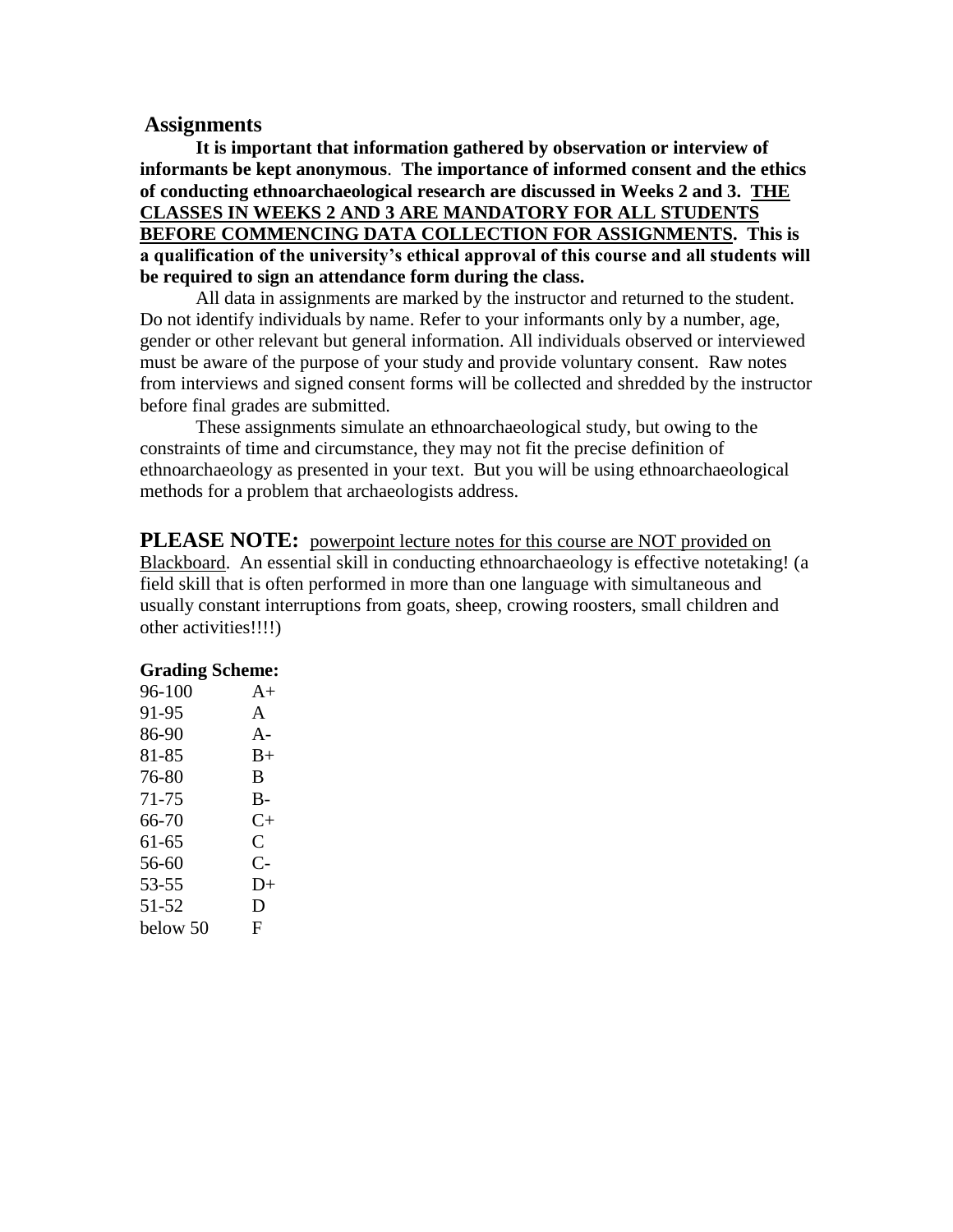## Assignments

**It is important that information gathered by observation or interview of informants be kept anonymous**. **The importance of informed consent and the ethics of conducting ethnoarchaeological research are discussed in Weeks 2 and 3. <u>THE CLASSES IN WEEKS 2 AND 3 ARE MANDATORY FOR ALL STUDENTS BEFORE COMMENCING DATA COLLECTION FOR ASSIGNMENTS</u>. This is a qualification of the university's ethical approval of this course and all students will be required to sign an attendance form during the class.**

All data in assignments are marked by the instructor and returned to the student. Do not identify individuals by name. Refer to your informants only by a number, age, gender or other relevant but general information. All individuals observed or interviewed must be aware of the purpose of your study and provide voluntary consent. Raw notes from interviews and signed consent forms will be collected and shredded by the instructor before final grades are submitted.

These assignments simulate an ethnoarchaeological study, but owing to the constraints of time and circumstance, they may not fit the precise definition of ethnoarchaeology as presented in your text. But you will be using ethnoarchaeological methods for a problem that archaeologists address.

**PLEASE NOTE:** <u>powerpoint lecture notes for this course are NOT provided on Blackboard</u>. An essential skill in conducting ethnoarchaeology is effective notetaking! (a field skill that is often performed in more than one language with simultaneous and usually constant interruptions from goats, sheep, crowing roosters, small children and other activities!!!!)

**Grading Scheme:**

| | |
|---|---|
| 96-100 | A+ |
| 91-95 | A |
| 86-90 | A- |
| 81-85 | B+ |
| 76-80 | B |
| 71-75 | B- |
| 66-70 | C+ |
| 61-65 | C |
| 56-60 | C- |
| 53-55 | D+ |
| 51-52 | D |
| below 50 | F |